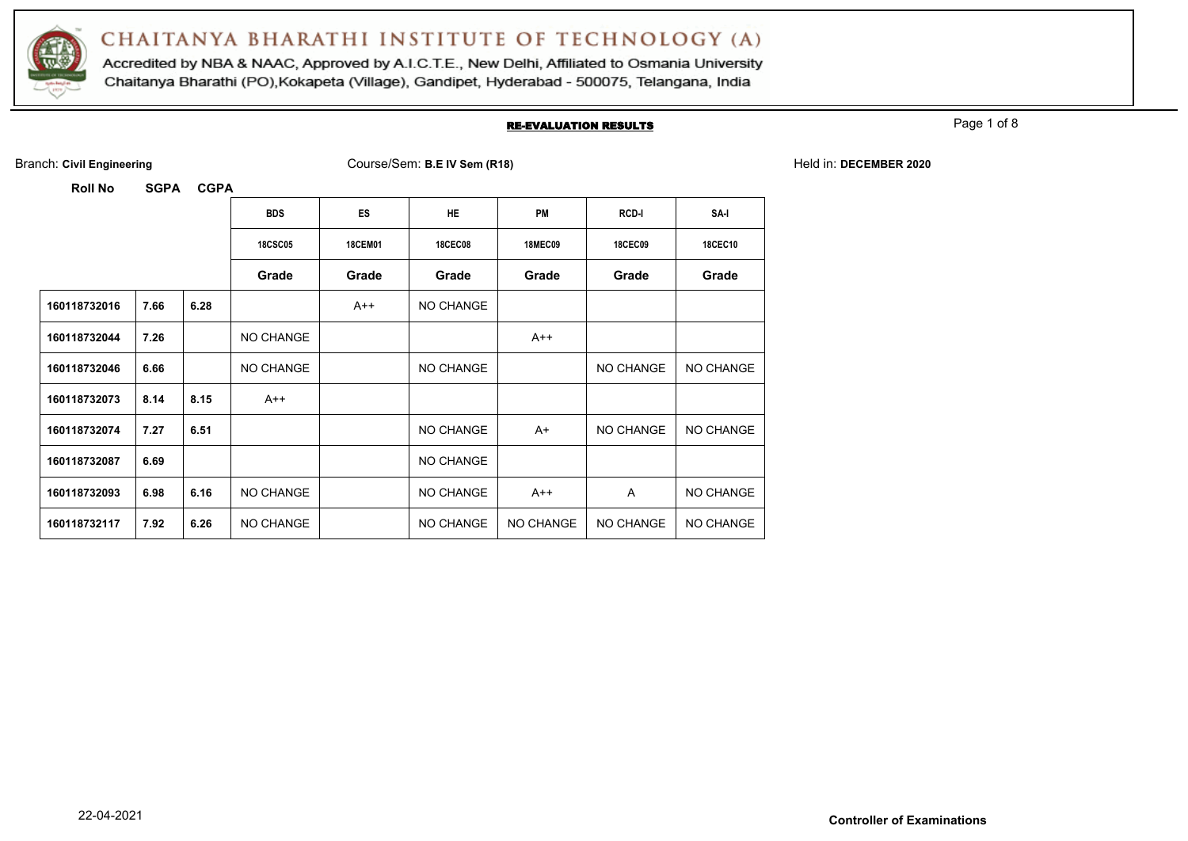# CHAITANYA BHARATHI INSTITUTE OF TECHNOLOGY (A)

Accredited by NBA & NAAC, Approved by A.I.C.T.E., New Delhi, Affiliated to Osmania University

Chaitanya Bharathi (PO),Kokapeta (Village), Gandipet, Hyderabad - 500075, Telangana, India

## RE-EVALUATION RESULTS

Branch: **Civil Engineering** | Course/Sem: **B.E IV Sem (R18)** | Held in: **DECEMBER 2020**

| Roll No | SGPA | CGPA | BDS | ES | HE | PM | RCD-I | SA-I |
|---|---|---|---|---|---|---|---|---|
| | | | 18CSC05 | 18CEM01 | 18CEC08 | 18MEC09 | 18CEC09 | 18CEC10 |
| | | | **Grade** | **Grade** | **Grade** | **Grade** | **Grade** | **Grade** |
| **160118732016** | **7.66** | **6.28** | | A++ | NO CHANGE | | | |
| **160118732044** | **7.26** | | NO CHANGE | | | A++ | | |
| **160118732046** | **6.66** | | NO CHANGE | | NO CHANGE | | NO CHANGE | NO CHANGE |
| **160118732073** | **8.14** | **8.15** | A++ | | | | | |
| **160118732074** | **7.27** | **6.51** | | | NO CHANGE | A+ | NO CHANGE | NO CHANGE |
| **160118732087** | **6.69** | | | | NO CHANGE | | | |
| **160118732093** | **6.98** | **6.16** | NO CHANGE | | NO CHANGE | A++ | A | NO CHANGE |
| **160118732117** | **7.92** | **6.26** | NO CHANGE | | NO CHANGE | NO CHANGE | NO CHANGE | NO CHANGE |

22-04-2021

**Controller of Examinations**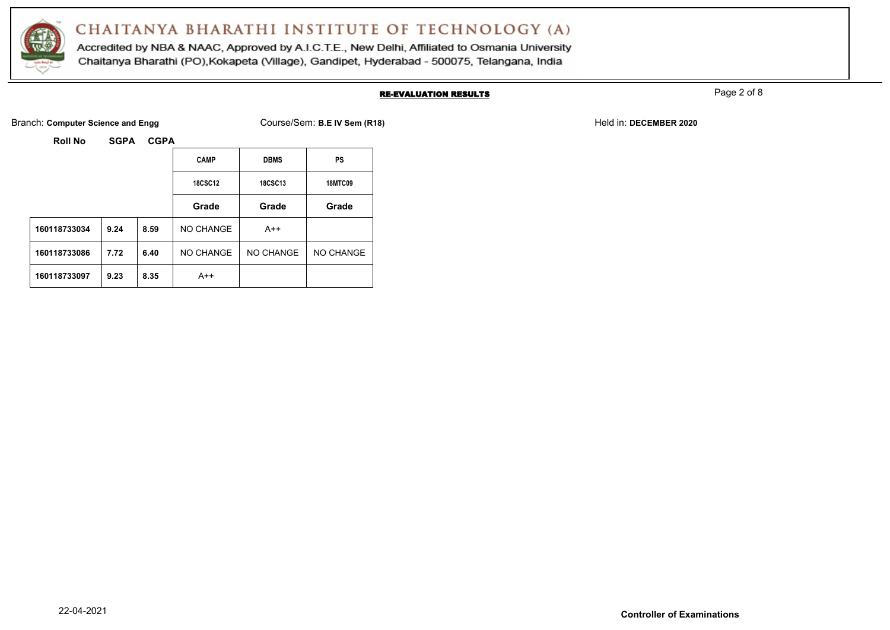# CHAITANYA BHARATHI INSTITUTE OF TECHNOLOGY (A)

Accredited by NBA & NAAC, Approved by A.I.C.T.E., New Delhi, Affiliated to Osmania University
Chaitanya Bharathi (PO),Kokapeta (Village), Gandipet, Hyderabad - 500075, Telangana, India

## RE-EVALUATION RESULTS

Branch: **Computer Science and Engg** Course/Sem: **B.E IV Sem (R18)** Held in: **DECEMBER 2020**

| Roll No | SGPA | CGPA | CAMP | DBMS | PS |
|---|---|---|---|---|---|
| | | | 18CSC12 | 18CSC13 | 18MTC09 |
| | | | Grade | Grade | Grade |
| 160118733034 | 9.24 | 8.59 | NO CHANGE | A++ | |
| 160118733086 | 7.72 | 6.40 | NO CHANGE | NO CHANGE | NO CHANGE |
| 160118733097 | 9.23 | 8.35 | A++ | | |

22-04-2021

**Controller of Examinations**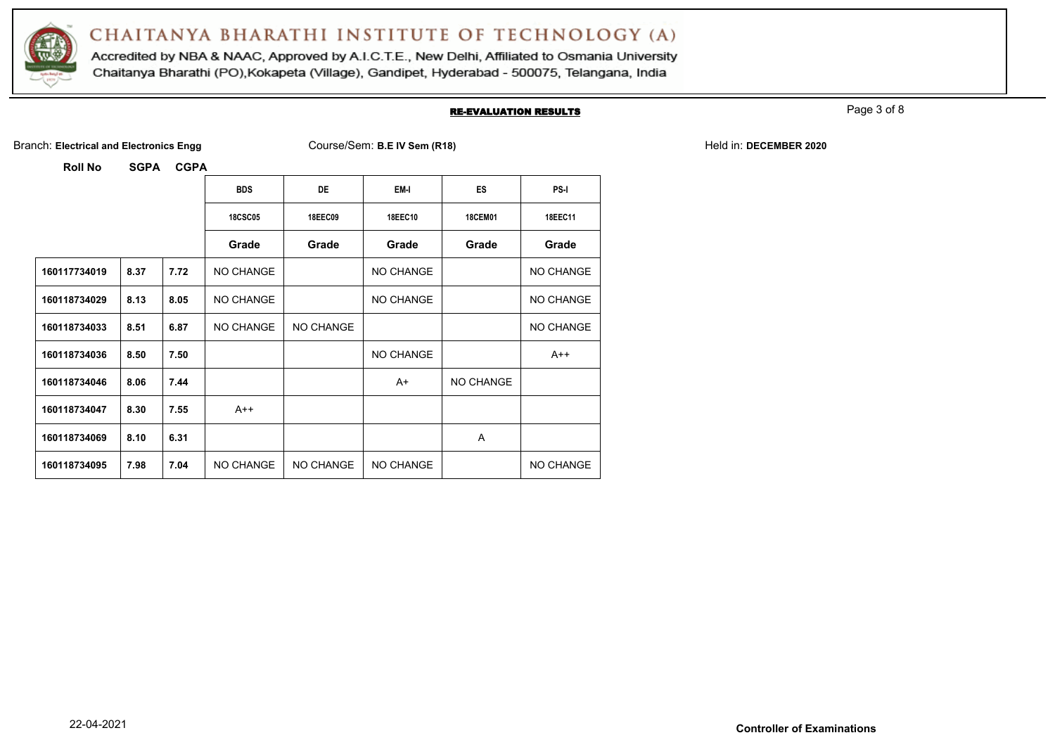# CHAITANYA BHARATHI INSTITUTE OF TECHNOLOGY (A)

Accredited by NBA & NAAC, Approved by A.I.C.T.E., New Delhi, Affiliated to Osmania University
Chaitanya Bharathi (PO),Kokapeta (Village), Gandipet, Hyderabad - 500075, Telangana, India

## RE-EVALUATION RESULTS

Branch: **Electrical and Electronics Engg** Course/Sem: **B.E IV Sem (R18)** Held in: **DECEMBER 2020**

| Roll No | SGPA | CGPA | BDS | DE | EM-I | ES | PS-I |
|---|---|---|---|---|---|---|---|
| | | | 18CSC05 | 18EEC09 | 18EEC10 | 18CEM01 | 18EEC11 |
| | | | Grade | Grade | Grade | Grade | Grade |
| 160117734019 | 8.37 | 7.72 | NO CHANGE | | NO CHANGE | | NO CHANGE |
| 160118734029 | 8.13 | 8.05 | NO CHANGE | | NO CHANGE | | NO CHANGE |
| 160118734033 | 8.51 | 6.87 | NO CHANGE | NO CHANGE | | | NO CHANGE |
| 160118734036 | 8.50 | 7.50 | | | NO CHANGE | | A++ |
| 160118734046 | 8.06 | 7.44 | | | A+ | NO CHANGE | |
| 160118734047 | 8.30 | 7.55 | A++ | | | | |
| 160118734069 | 8.10 | 6.31 | | | | A | |
| 160118734095 | 7.98 | 7.04 | NO CHANGE | NO CHANGE | NO CHANGE | | NO CHANGE |

22-04-2021

**Controller of Examinations**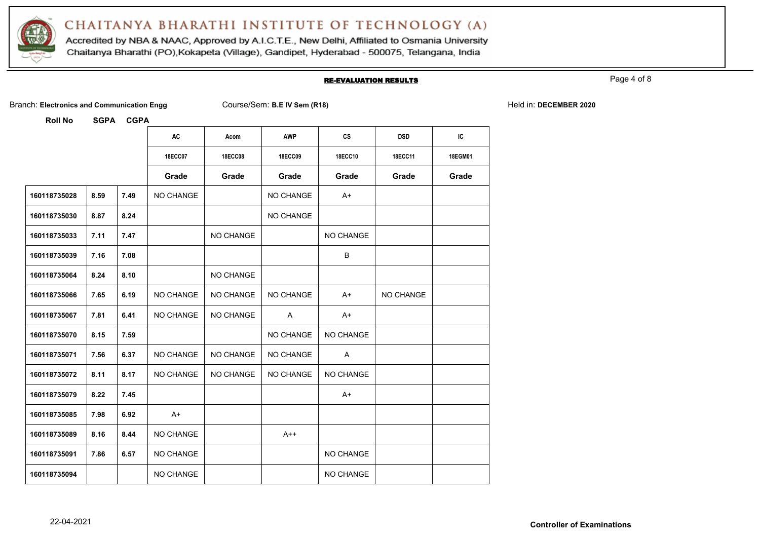# CHAITANYA BHARATHI INSTITUTE OF TECHNOLOGY (A)

Accredited by NBA & NAAC, Approved by A.I.C.T.E., New Delhi, Affiliated to Osmania University
Chaitanya Bharathi (PO),Kokapeta (Village), Gandipet, Hyderabad - 500075, Telangana, India

## RE-EVALUATION RESULTS

Branch: **Electronics and Communication Engg** Course/Sem: **B.E IV Sem (R18)** Held in: **DECEMBER 2020**

| Roll No | SGPA | CGPA | AC | Acom | AWP | CS | DSD | IC |
|---|---|---|---|---|---|---|---|---|
| | | | 18ECC07 | 18ECC08 | 18ECC09 | 18ECC10 | 18ECC11 | 18EGM01 |
| | | | Grade | Grade | Grade | Grade | Grade | Grade |
| **160118735028** | **8.59** | **7.49** | NO CHANGE | | NO CHANGE | A+ | | |
| **160118735030** | **8.87** | **8.24** | | | NO CHANGE | | | |
| **160118735033** | **7.11** | **7.47** | | NO CHANGE | | NO CHANGE | | |
| **160118735039** | **7.16** | **7.08** | | | | B | | |
| **160118735064** | **8.24** | **8.10** | | NO CHANGE | | | | |
| **160118735066** | **7.65** | **6.19** | NO CHANGE | NO CHANGE | NO CHANGE | A+ | NO CHANGE | |
| **160118735067** | **7.81** | **6.41** | NO CHANGE | NO CHANGE | A | A+ | | |
| **160118735070** | **8.15** | **7.59** | | | NO CHANGE | NO CHANGE | | |
| **160118735071** | **7.56** | **6.37** | NO CHANGE | NO CHANGE | NO CHANGE | A | | |
| **160118735072** | **8.11** | **8.17** | NO CHANGE | NO CHANGE | NO CHANGE | NO CHANGE | | |
| **160118735079** | **8.22** | **7.45** | | | | A+ | | |
| **160118735085** | **7.98** | **6.92** | A+ | | | | | |
| **160118735089** | **8.16** | **8.44** | NO CHANGE | | A++ | | | |
| **160118735091** | **7.86** | **6.57** | NO CHANGE | | | NO CHANGE | | |
| **160118735094** | | | NO CHANGE | | | NO CHANGE | | |

22-04-2021

**Controller of Examinations**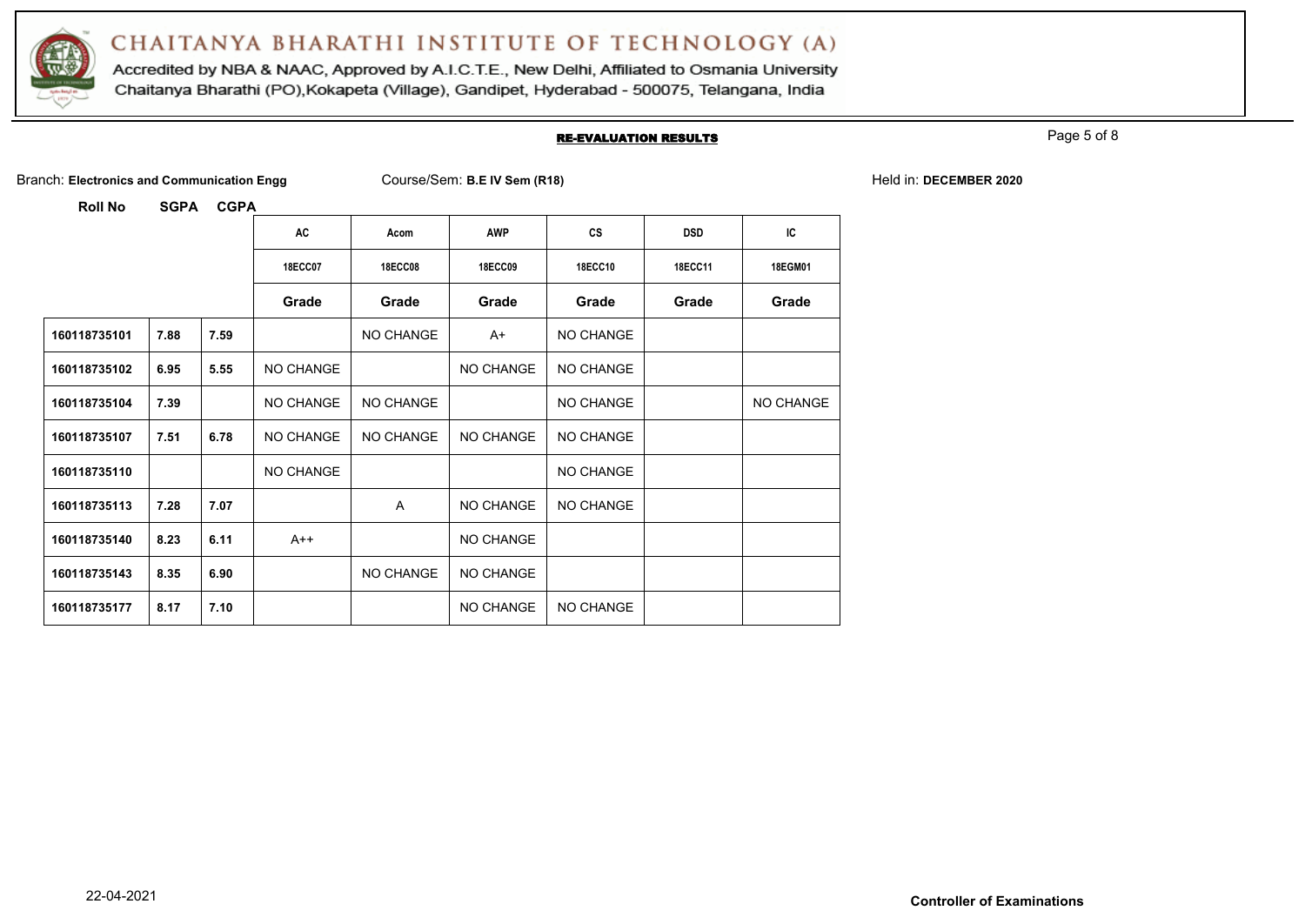# CHAITANYA BHARATHI INSTITUTE OF TECHNOLOGY (A)

Accredited by NBA & NAAC, Approved by A.I.C.T.E., New Delhi, Affiliated to Osmania University
Chaitanya Bharathi (PO),Kokapeta (Village), Gandipet, Hyderabad - 500075, Telangana, India

## RE-EVALUATION RESULTS

Branch: **Electronics and Communication Engg** Course/Sem: **B.E IV Sem (R18)** Held in: **DECEMBER 2020**

| Roll No | SGPA | CGPA | AC | Acom | AWP | CS | DSD | IC |
|---|---|---|---|---|---|---|---|---|
| | | | 18ECC07 | 18ECC08 | 18ECC09 | 18ECC10 | 18ECC11 | 18EGM01 |
| | | | **Grade** | **Grade** | **Grade** | **Grade** | **Grade** | **Grade** |
| **160118735101** | **7.88** | **7.59** | | NO CHANGE | A+ | NO CHANGE | | |
| **160118735102** | **6.95** | **5.55** | NO CHANGE | | NO CHANGE | NO CHANGE | | |
| **160118735104** | **7.39** | | NO CHANGE | NO CHANGE | | NO CHANGE | | NO CHANGE |
| **160118735107** | **7.51** | **6.78** | NO CHANGE | NO CHANGE | NO CHANGE | NO CHANGE | | |
| **160118735110** | | | NO CHANGE | | | NO CHANGE | | |
| **160118735113** | **7.28** | **7.07** | | A | NO CHANGE | NO CHANGE | | |
| **160118735140** | **8.23** | **6.11** | A++ | | NO CHANGE | | | |
| **160118735143** | **8.35** | **6.90** | | NO CHANGE | NO CHANGE | | | |
| **160118735177** | **8.17** | **7.10** | | | NO CHANGE | NO CHANGE | | |

22-04-2021

**Controller of Examinations**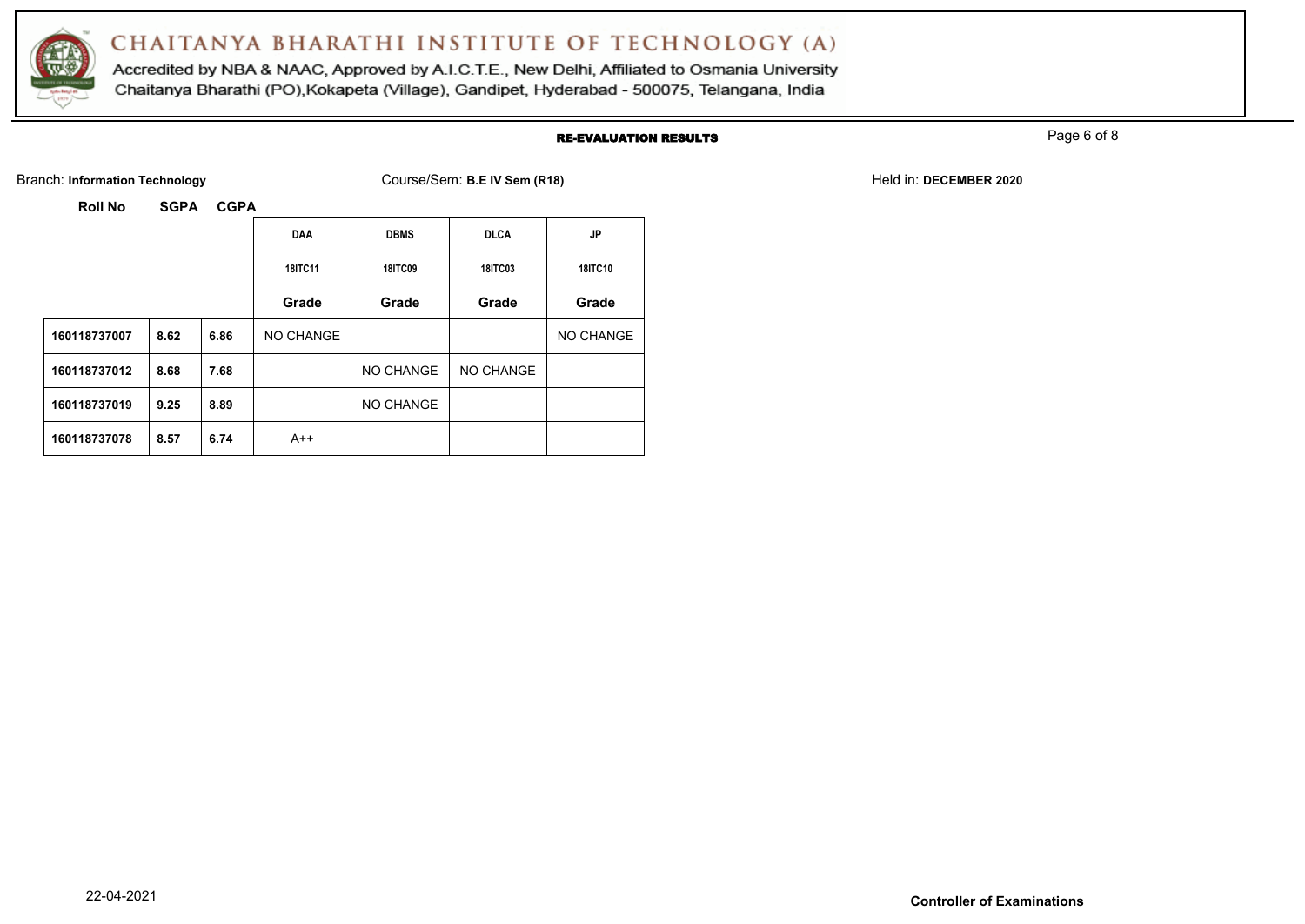# CHAITANYA BHARATHI INSTITUTE OF TECHNOLOGY (A)

Accredited by NBA & NAAC, Approved by A.I.C.T.E., New Delhi, Affiliated to Osmania University
Chaitanya Bharathi (PO),Kokapeta (Village), Gandipet, Hyderabad - 500075, Telangana, India

## RE-EVALUATION RESULTS

Branch: **Information Technology** Course/Sem: **B.E IV Sem (R18)** Held in: **DECEMBER 2020**

| Roll No | SGPA | CGPA | DAA | DBMS | DLCA | JP |
|---|---|---|---|---|---|---|
| | | | 18ITC11 | 18ITC09 | 18ITC03 | 18ITC10 |
| | | | Grade | Grade | Grade | Grade |
| 160118737007 | 8.62 | 6.86 | NO CHANGE | | | NO CHANGE |
| 160118737012 | 8.68 | 7.68 | | NO CHANGE | NO CHANGE | |
| 160118737019 | 9.25 | 8.89 | | NO CHANGE | | |
| 160118737078 | 8.57 | 6.74 | A++ | | | |

22-04-2021

**Controller of Examinations**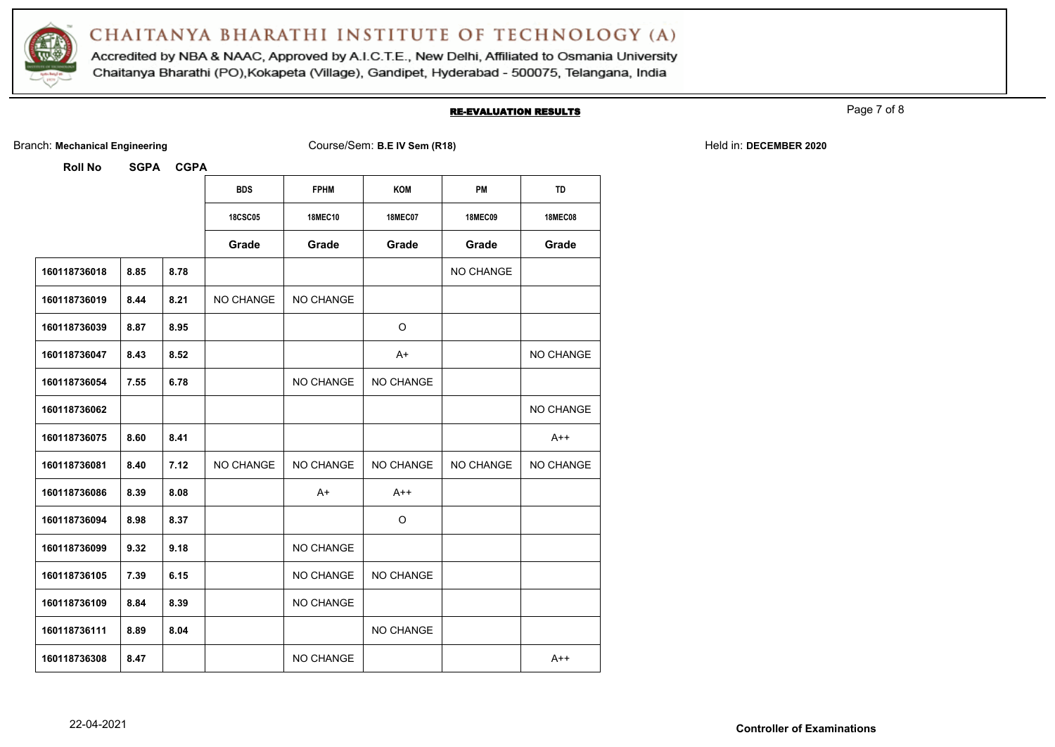# CHAITANYA BHARATHI INSTITUTE OF TECHNOLOGY (A)

Accredited by NBA & NAAC, Approved by A.I.C.T.E., New Delhi, Affiliated to Osmania University
Chaitanya Bharathi (PO),Kokapeta (Village), Gandipet, Hyderabad - 500075, Telangana, India

## RE-EVALUATION RESULTS

Branch: **Mechanical Engineering** | Course/Sem: **B.E IV Sem (R18)** | Held in: **DECEMBER 2020**

| Roll No | SGPA | CGPA | BDS | FPHM | KOM | PM | TD |
|---|---|---|---|---|---|---|---|
| | | | 18CSC05 | 18MEC10 | 18MEC07 | 18MEC09 | 18MEC08 |
| | | | Grade | Grade | Grade | Grade | Grade |
| 160118736018 | 8.85 | 8.78 | | | | NO CHANGE | |
| 160118736019 | 8.44 | 8.21 | NO CHANGE | NO CHANGE | | | |
| 160118736039 | 8.87 | 8.95 | | | O | | |
| 160118736047 | 8.43 | 8.52 | | | A+ | | NO CHANGE |
| 160118736054 | 7.55 | 6.78 | | NO CHANGE | NO CHANGE | | |
| 160118736062 | | | | | | | NO CHANGE |
| 160118736075 | 8.60 | 8.41 | | | | | A++ |
| 160118736081 | 8.40 | 7.12 | NO CHANGE | NO CHANGE | NO CHANGE | NO CHANGE | NO CHANGE |
| 160118736086 | 8.39 | 8.08 | | A+ | A++ | | |
| 160118736094 | 8.98 | 8.37 | | | O | | |
| 160118736099 | 9.32 | 9.18 | | NO CHANGE | | | |
| 160118736105 | 7.39 | 6.15 | | NO CHANGE | NO CHANGE | | |
| 160118736109 | 8.84 | 8.39 | | NO CHANGE | | | |
| 160118736111 | 8.89 | 8.04 | | | NO CHANGE | | |
| 160118736308 | 8.47 | | | NO CHANGE | | | A++ |

22-04-2021

**Controller of Examinations**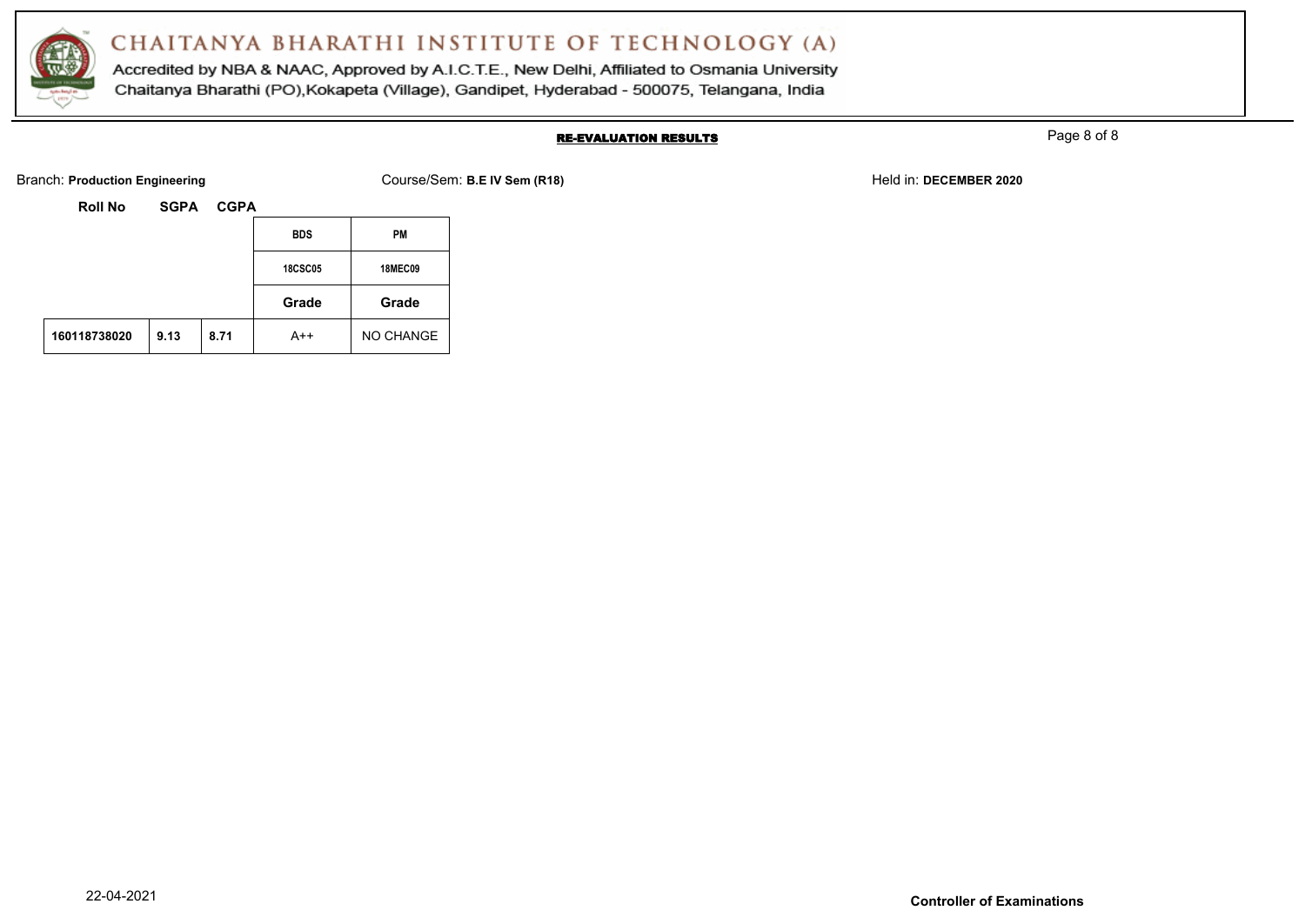# CHAITANYA BHARATHI INSTITUTE OF TECHNOLOGY (A)

Accredited by NBA & NAAC, Approved by A.I.C.T.E., New Delhi, Affiliated to Osmania University
Chaitanya Bharathi (PO),Kokapeta (Village), Gandipet, Hyderabad - 500075, Telangana, India

## RE-EVALUATION RESULTS

Branch: **Production Engineering** Course/Sem: **B.E IV Sem (R18)** Held in: **DECEMBER 2020**

| Roll No | SGPA | CGPA | BDS | PM |
|---|---|---|---|---|
| | | | 18CSC05 | 18MEC09 |
| | | | Grade | Grade |
| 160118738020 | 9.13 | 8.71 | A++ | NO CHANGE |

22-04-2021

**Controller of Examinations**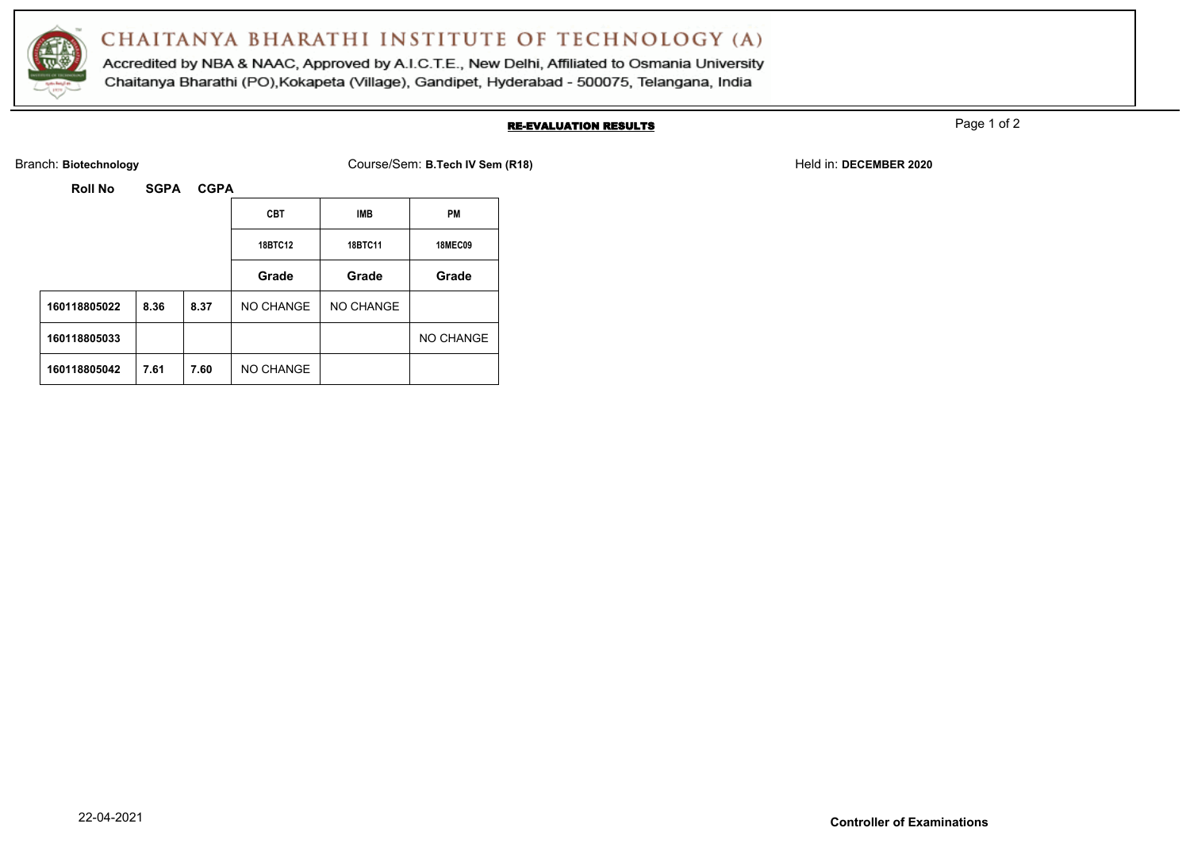# CHAITANYA BHARATHI INSTITUTE OF TECHNOLOGY (A)

Accredited by NBA & NAAC, Approved by A.I.C.T.E., New Delhi, Affiliated to Osmania University
Chaitanya Bharathi (PO),Kokapeta (Village), Gandipet, Hyderabad - 500075, Telangana, India

## RE-EVALUATION RESULTS

Branch: **Biotechnology** Course/Sem: **B.Tech IV Sem (R18)** Held in: **DECEMBER 2020**

| Roll No | SGPA | CGPA | CBT | IMB | PM |
|---|---|---|---|---|---|
| | | | 18BTC12 | 18BTC11 | 18MEC09 |
| | | | Grade | Grade | Grade |
| 160118805022 | 8.36 | 8.37 | NO CHANGE | NO CHANGE | |
| 160118805033 | | | | | NO CHANGE |
| 160118805042 | 7.61 | 7.60 | NO CHANGE | | |

22-04-2021

**Controller of Examinations**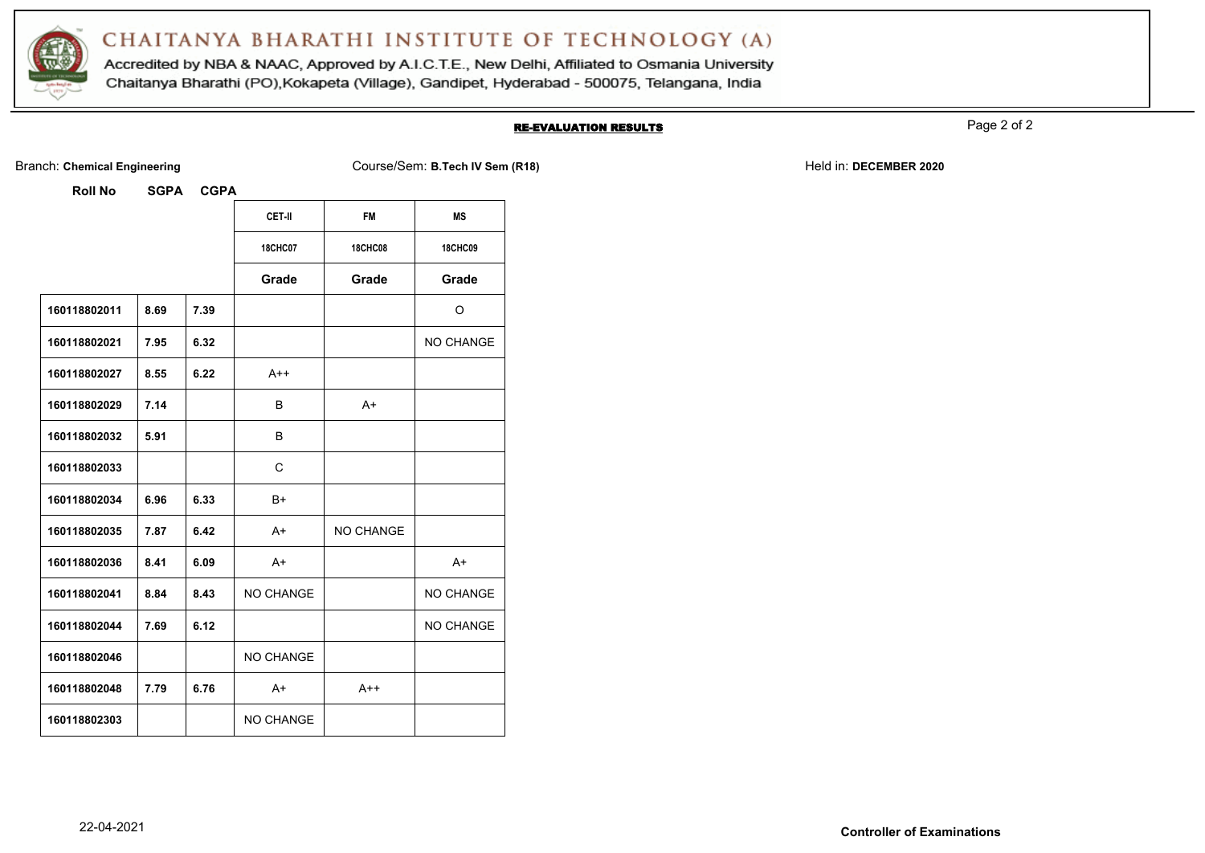# CHAITANYA BHARATHI INSTITUTE OF TECHNOLOGY (A)

Accredited by NBA & NAAC, Approved by A.I.C.T.E., New Delhi, Affiliated to Osmania University

Chaitanya Bharathi (PO),Kokapeta (Village), Gandipet, Hyderabad - 500075, Telangana, India

**RE-EVALUATION RESULTS**

Branch: **Chemical Engineering** Course/Sem: **B.Tech IV Sem (R18)** Held in: **DECEMBER 2020**

| Roll No | SGPA | CGPA | CET-II | FM | MS |
|---|---|---|---|---|---|
| | | | 18CHC07 | 18CHC08 | 18CHC09 |
| | | | Grade | Grade | Grade |
| 160118802011 | 8.69 | 7.39 | | | O |
| 160118802021 | 7.95 | 6.32 | | | NO CHANGE |
| 160118802027 | 8.55 | 6.22 | A++ | | |
| 160118802029 | 7.14 | | B | A+ | |
| 160118802032 | 5.91 | | B | | |
| 160118802033 | | | C | | |
| 160118802034 | 6.96 | 6.33 | B+ | | |
| 160118802035 | 7.87 | 6.42 | A+ | NO CHANGE | |
| 160118802036 | 8.41 | 6.09 | A+ | | A+ |
| 160118802041 | 8.84 | 8.43 | NO CHANGE | | NO CHANGE |
| 160118802044 | 7.69 | 6.12 | | | NO CHANGE |
| 160118802046 | | | NO CHANGE | | |
| 160118802048 | 7.79 | 6.76 | A+ | A++ | |
| 160118802303 | | | NO CHANGE | | |

22-04-2021

**Controller of Examinations**